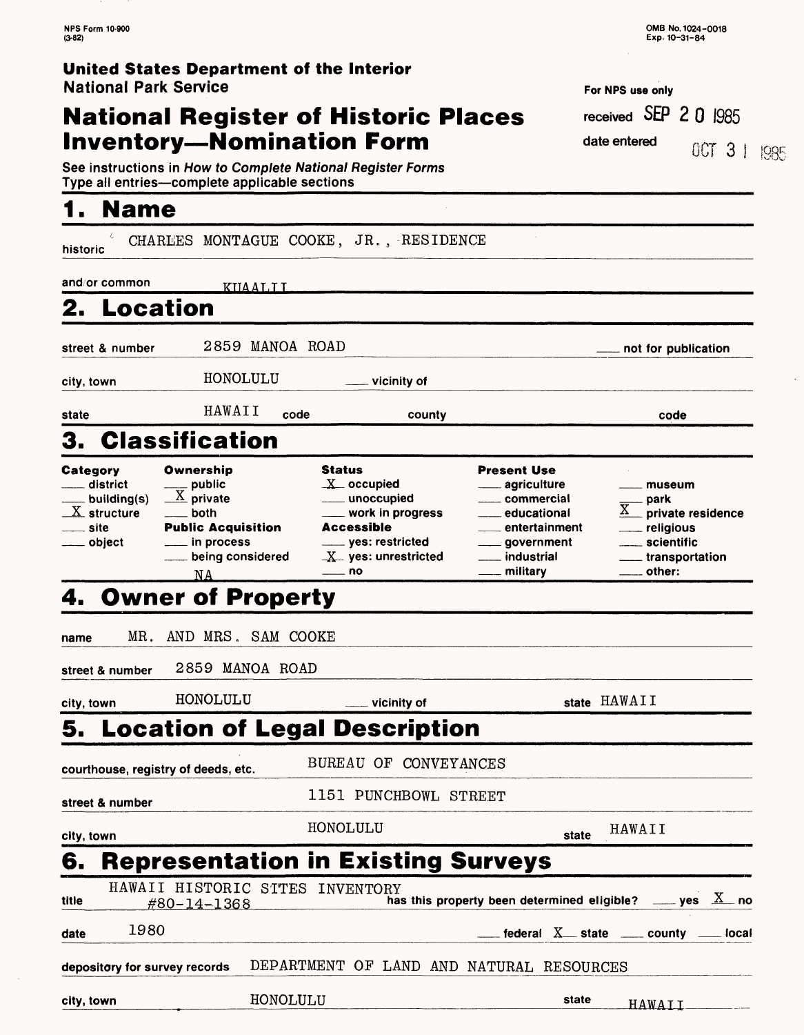NPS Form 10-900 (3-82)

OMB No. 1024-0018
Exp. 10-31-84

**United States Department of the Interior**
**National Park Service**

# National Register of Historic Places Inventory—Nomination Form

For NPS use only
received SEP 20 1985
date entered OCT 31 1985

See instructions in *How to Complete National Register Forms*
Type all entries—complete applicable sections

## 1. Name

historic CHARLES MONTAGUE COOKE, JR., RESIDENCE

and/or common KUAALII

## 2. Location

street & number 2859 MANOA ROAD ___ not for publication

city, town HONOLULU ___ vicinity of

state HAWAII code county code

## 3. Classification

| Category | Ownership | Status | Present Use | |
|---|---|---|---|---|
| ___ district | ___ public | X occupied | ___ agriculture | ___ museum |
| ___ building(s) | X private | ___ unoccupied | ___ commercial | ___ park |
| X structure | ___ both | ___ work in progress | ___ educational | X private residence |
| ___ site | **Public Acquisition** | **Accessible** | ___ entertainment | ___ religious |
| ___ object | ___ in process | ___ yes: restricted | ___ government | ___ scientific |
| | ___ being considered | X yes: unrestricted | ___ industrial | ___ transportation |
| | NA | ___ no | ___ military | ___ other: |

## 4. Owner of Property

name MR. AND MRS. SAM COOKE

street & number 2859 MANOA ROAD

city, town HONOLULU ___ vicinity of state HAWAII

## 5. Location of Legal Description

courthouse, registry of deeds, etc. BUREAU OF CONVEYANCES

street & number 1151 PUNCHBOWL STREET

city, town HONOLULU state HAWAII

## 6. Representation in Existing Surveys

title HAWAII HISTORIC SITES INVENTORY #80-14-1368 has this property been determined eligible? ___ yes X no

date 1980 ___ federal X state ___ county ___ local

depository for survey records DEPARTMENT OF LAND AND NATURAL RESOURCES

city, town HONOLULU state HAWAII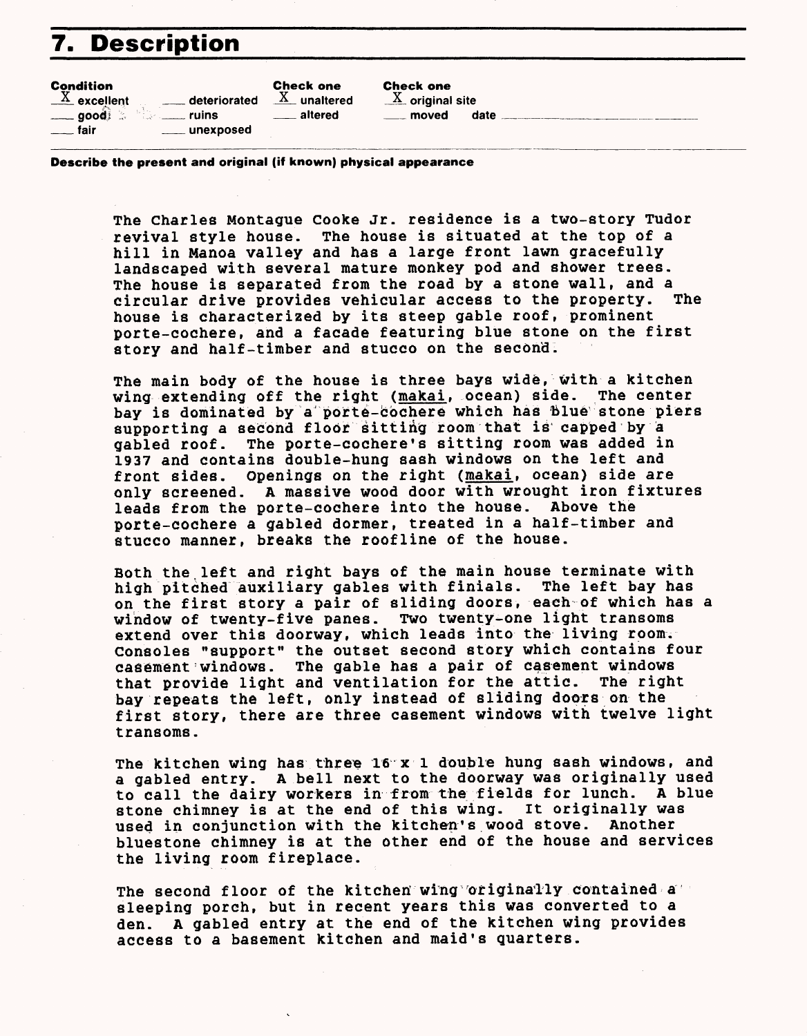# 7. Description

| Condition | | Check one | Check one |
|---|---|---|---|
| X excellent | ___ deteriorated | X unaltered | X original site |
| ___ good | ___ ruins | ___ altered | ___ moved date ___ |
| ___ fair | ___ unexposed | | |

**Describe the present and original (if known) physical appearance**

The Charles Montague Cooke Jr. residence is a two-story Tudor revival style house. The house is situated at the top of a hill in Manoa valley and has a large front lawn gracefully landscaped with several mature monkey pod and shower trees. The house is separated from the road by a stone wall, and a circular drive provides vehicular access to the property. The house is characterized by its steep gable roof, prominent porte-cochere, and a facade featuring blue stone on the first story and half-timber and stucco on the second.

The main body of the house is three bays wide, with a kitchen wing extending off the right (makai, ocean) side. The center bay is dominated by a porte-cochere which has blue stone piers supporting a second floor sitting room that is capped by a gabled roof. The porte-cochere's sitting room was added in 1937 and contains double-hung sash windows on the left and front sides. Openings on the right (makai, ocean) side are only screened. A massive wood door with wrought iron fixtures leads from the porte-cochere into the house. Above the porte-cochere a gabled dormer, treated in a half-timber and stucco manner, breaks the roofline of the house.

Both the left and right bays of the main house terminate with high pitched auxiliary gables with finials. The left bay has on the first story a pair of sliding doors, each of which has a window of twenty-five panes. Two twenty-one light transoms extend over this doorway, which leads into the living room. Consoles "support" the outset second story which contains four casement windows. The gable has a pair of casement windows that provide light and ventilation for the attic. The right bay repeats the left, only instead of sliding doors on the first story, there are three casement windows with twelve light transoms.

The kitchen wing has three 16 x 1 double hung sash windows, and a gabled entry. A bell next to the doorway was originally used to call the dairy workers in from the fields for lunch. A blue stone chimney is at the end of this wing. It originally was used in conjunction with the kitchen's wood stove. Another bluestone chimney is at the other end of the house and services the living room fireplace.

The second floor of the kitchen wing originally contained a sleeping porch, but in recent years this was converted to a den. A gabled entry at the end of the kitchen wing provides access to a basement kitchen and maid's quarters.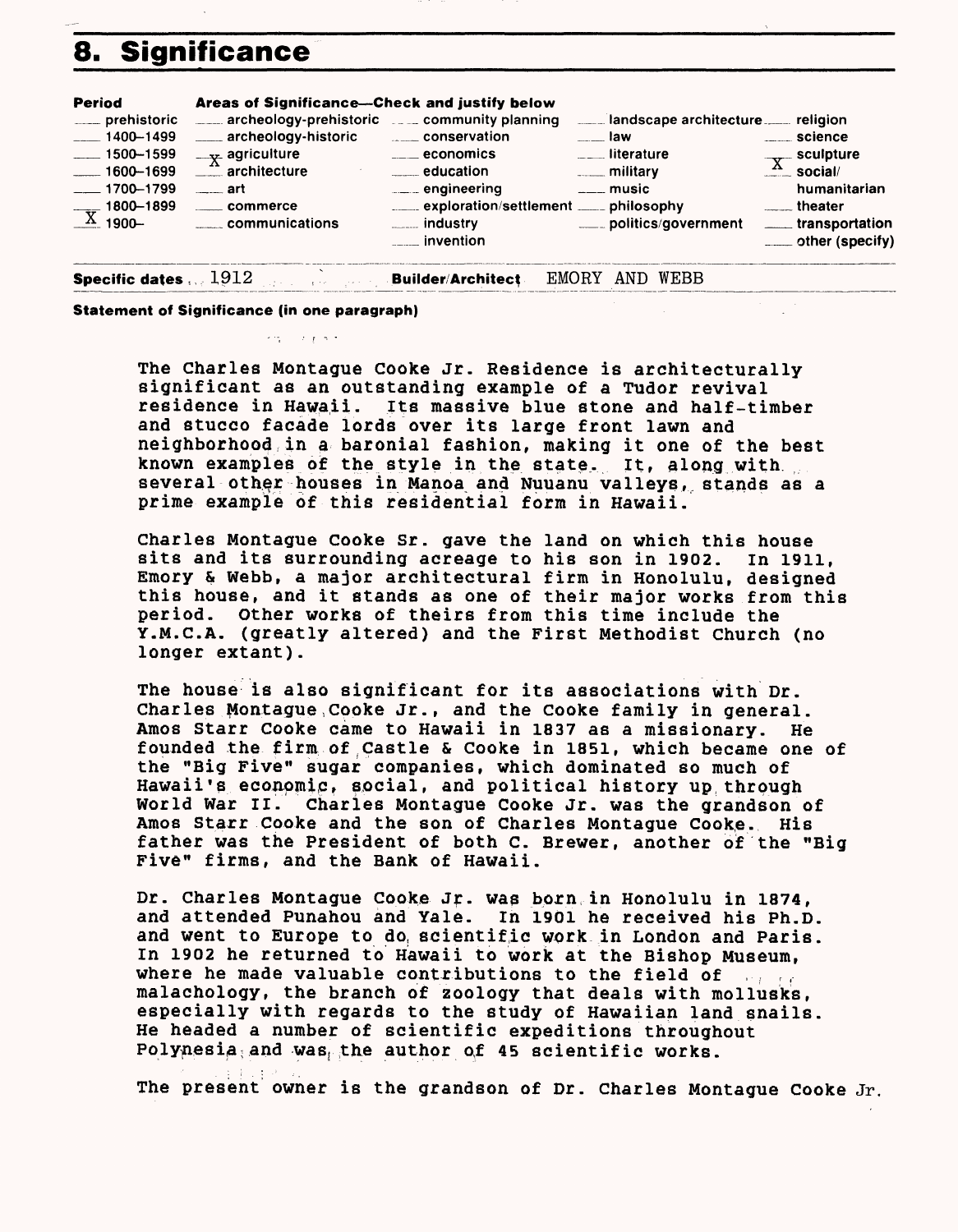# 8. Significance

| Period | Areas of Significance—Check and justify below | | | |
|---|---|---|---|---|
| ___ prehistoric | ___ archeology-prehistoric | ___ community planning | ___ landscape architecture | ___ religion |
| ___ 1400–1499 | ___ archeology-historic | ___ conservation | ___ law | ___ science |
| ___ 1500–1599 | ___ agriculture | ___ economics | ___ literature | ___ sculpture |
| ___ 1600–1699 | X architecture | ___ education | ___ military | X social/humanitarian |
| ___ 1700–1799 | ___ art | ___ engineering | ___ music | ___ theater |
| ___ 1800–1899 | ___ commerce | ___ exploration/settlement | ___ philosophy | ___ transportation |
| X 1900– | ___ communications | ___ industry | ___ politics/government | ___ other (specify) |
| | | ___ invention | | |

**Specific dates** 1912 **Builder/Architect** EMORY AND WEBB

**Statement of Significance (in one paragraph)**

The Charles Montague Cooke Jr. Residence is architecturally significant as an outstanding example of a Tudor revival residence in Hawaii. Its massive blue stone and half-timber and stucco facade lords over its large front lawn and neighborhood in a baronial fashion, making it one of the best known examples of the style in the state. It, along with several other houses in Manoa and Nuuanu valleys, stands as a prime example of this residential form in Hawaii.

Charles Montague Cooke Sr. gave the land on which this house sits and its surrounding acreage to his son in 1902. In 1911, Emory & Webb, a major architectural firm in Honolulu, designed this house, and it stands as one of their major works from this period. Other works of theirs from this time include the Y.M.C.A. (greatly altered) and the First Methodist Church (no longer extant).

The house is also significant for its associations with Dr. Charles Montague Cooke Jr., and the Cooke family in general. Amos Starr Cooke came to Hawaii in 1837 as a missionary. He founded the firm of Castle & Cooke in 1851, which became one of the "Big Five" sugar companies, which dominated so much of Hawaii's economic, social, and political history up through World War II. Charles Montague Cooke Jr. was the grandson of Amos Starr Cooke and the son of Charles Montague Cooke. His father was the President of both C. Brewer, another of the "Big Five" firms, and the Bank of Hawaii.

Dr. Charles Montague Cooke Jr. was born in Honolulu in 1874, and attended Punahou and Yale. In 1901 he received his Ph.D. and went to Europe to do scientific work in London and Paris. In 1902 he returned to Hawaii to work at the Bishop Museum, where he made valuable contributions to the field of malachology, the branch of zoology that deals with mollusks, especially with regards to the study of Hawaiian land snails. He headed a number of scientific expeditions throughout Polynesia and was the author of 45 scientific works.

The present owner is the grandson of Dr. Charles Montague Cooke Jr.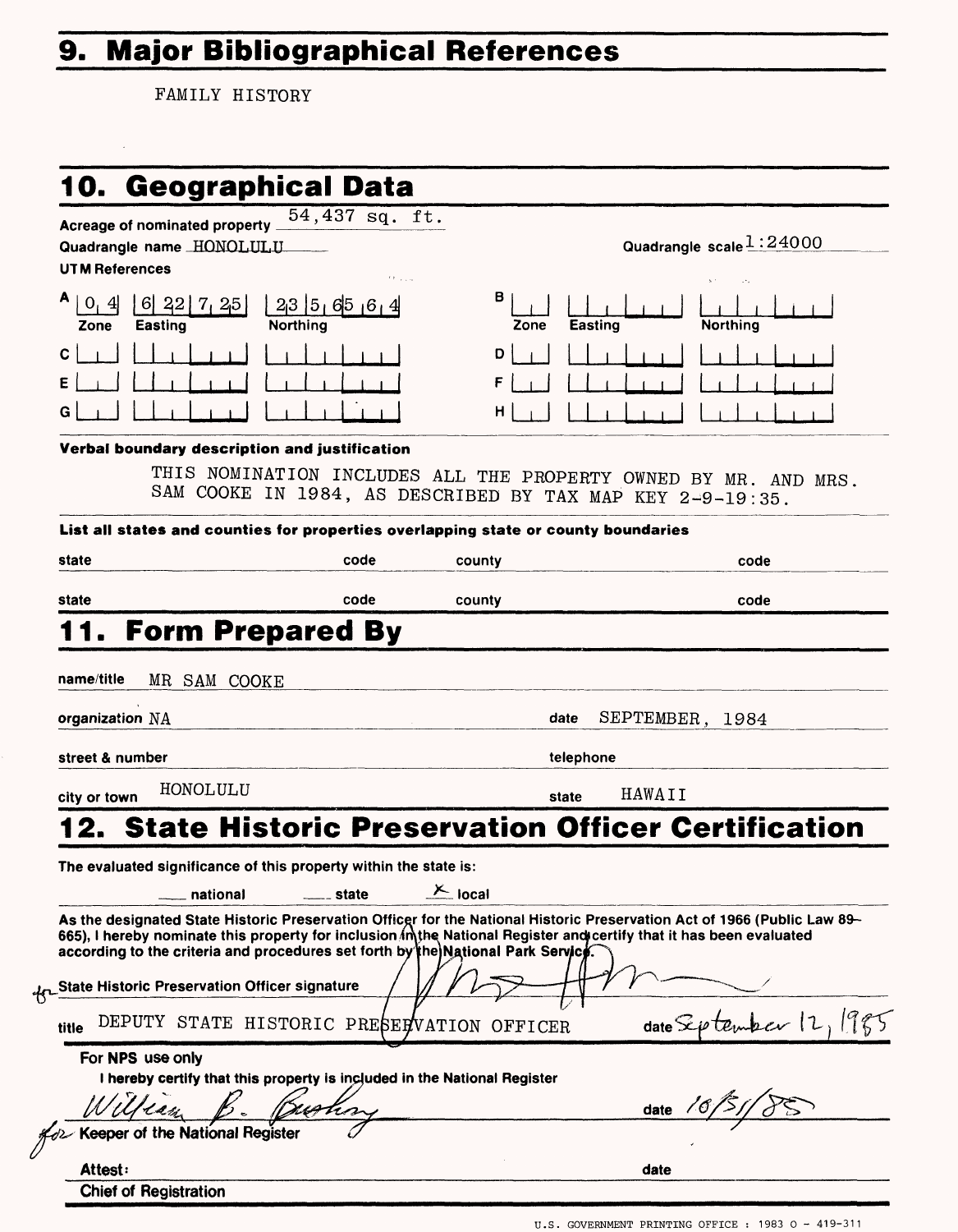## 9. Major Bibliographical References

FAMILY HISTORY

## 10. Geographical Data

Acreage of nominated property 54,437 sq. ft.

Quadrangle name HONOLULU

Quadrangle scale 1:24000

UTM References

| | Zone | Easting | Northing |
|---|---|---|---|
| A | 04 | 622725 | 2356564 |
| B | | | |
| C | | | |
| D | | | |
| E | | | |
| F | | | |
| G | | | |
| H | | | |

**Verbal boundary description and justification**

THIS NOMINATION INCLUDES ALL THE PROPERTY OWNED BY MR. AND MRS. SAM COOKE IN 1984, AS DESCRIBED BY TAX MAP KEY 2-9-19:35.

**List all states and counties for properties overlapping state or county boundaries**

state code county code

state code county code

## 11. Form Prepared By

name/title MR SAM COOKE

organization NA

date SEPTEMBER, 1984

street & number

telephone

city or town HONOLULU

state HAWAII

## 12. State Historic Preservation Officer Certification

The evaluated significance of this property within the state is:

___ national ___ state X local

As the designated State Historic Preservation Officer for the National Historic Preservation Act of 1966 (Public Law 89-665), I hereby nominate this property for inclusion in the National Register and certify that it has been evaluated according to the criteria and procedures set forth by the National Park Service.

for State Historic Preservation Officer signature

title DEPUTY STATE HISTORIC PRESERVATION OFFICER

date September 12, 1985

For NPS use only

I hereby certify that this property is included in the National Register

William B. Bushong

date 10/31/85

for Keeper of the National Register

Attest:

date

Chief of Registration

U.S. GOVERNMENT PRINTING OFFICE : 1983 O - 419-311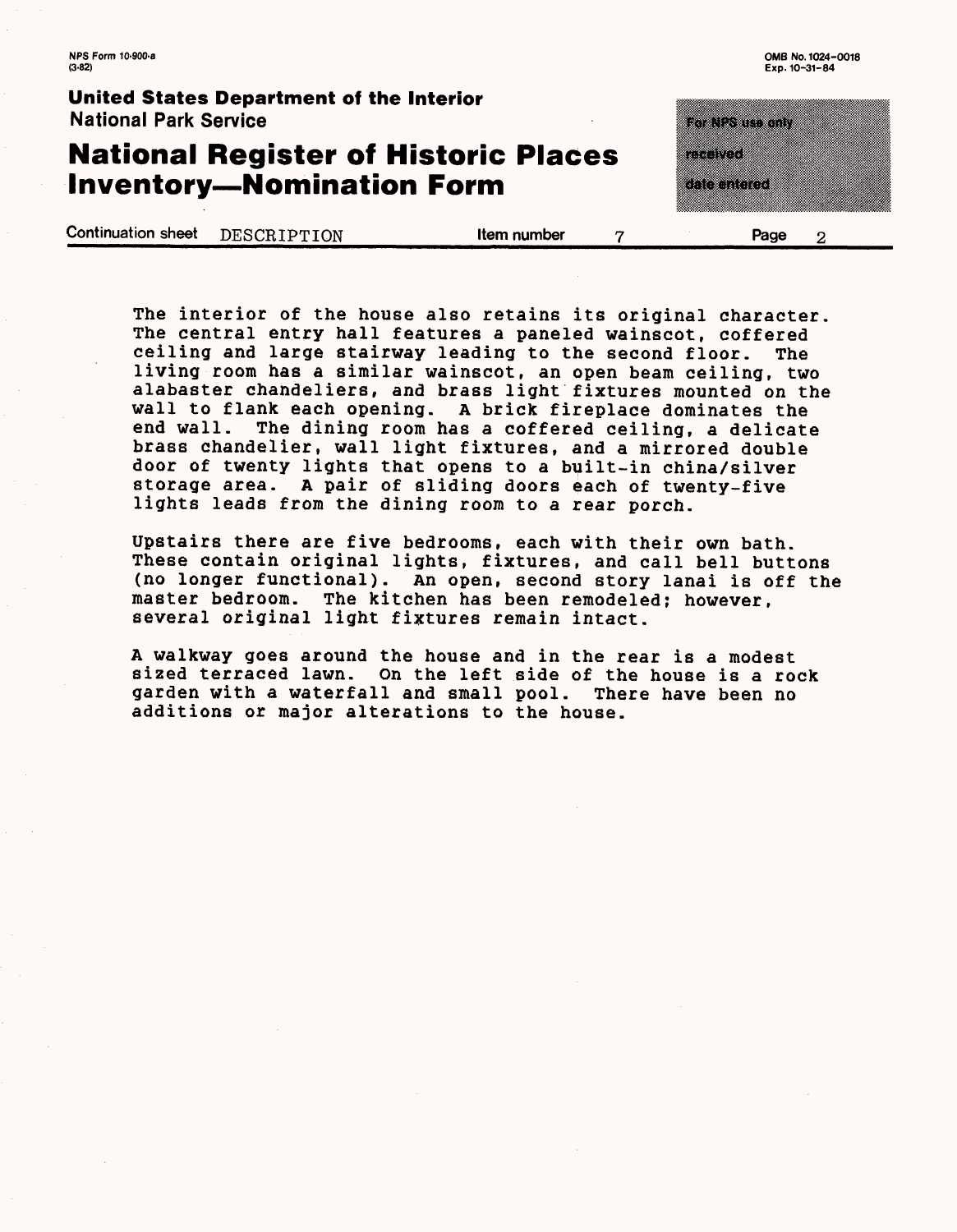**United States Department of the Interior**
National Park Service

# National Register of Historic Places Inventory—Nomination Form

Continuation sheet DESCRIPTION Item number 7 Page 2

The interior of the house also retains its original character. The central entry hall features a paneled wainscot, coffered ceiling and large stairway leading to the second floor. The living room has a similar wainscot, an open beam ceiling, two alabaster chandeliers, and brass light fixtures mounted on the wall to flank each opening. A brick fireplace dominates the end wall. The dining room has a coffered ceiling, a delicate brass chandelier, wall light fixtures, and a mirrored double door of twenty lights that opens to a built-in china/silver storage area. A pair of sliding doors each of twenty-five lights leads from the dining room to a rear porch.

Upstairs there are five bedrooms, each with their own bath. These contain original lights, fixtures, and call bell buttons (no longer functional). An open, second story lanai is off the master bedroom. The kitchen has been remodeled; however, several original light fixtures remain intact.

A walkway goes around the house and in the rear is a modest sized terraced lawn. On the left side of the house is a rock garden with a waterfall and small pool. There have been no additions or major alterations to the house.